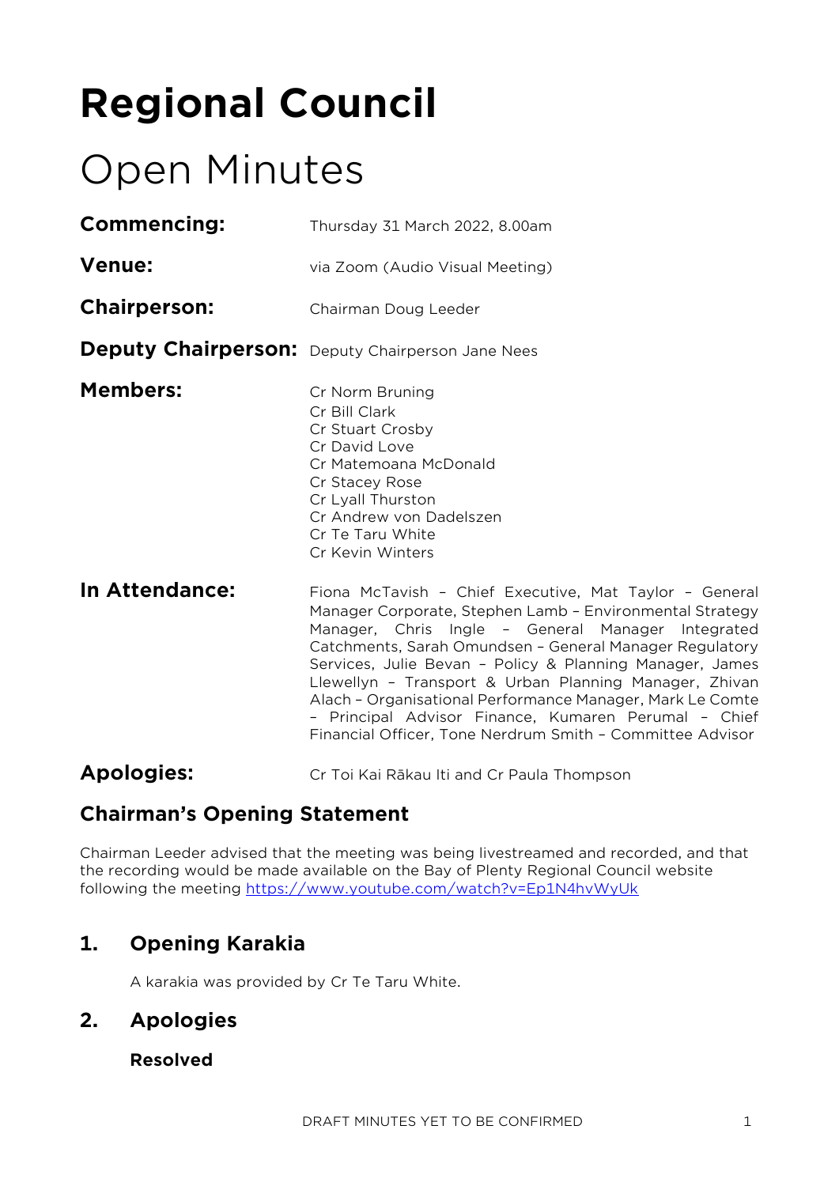# Regional Council

## Open Minutes

**Commencing:** Thursday 31 March 2022, 8.00am

**Venue:** via Zoom (Audio Visual Meeting)

**Chairperson:** Chairman Doug Leeder

**Deputy Chairperson:** Deputy Chairperson Jane Nees

**Members:**
Cr Norm Bruning
Cr Bill Clark
Cr Stuart Crosby
Cr David Love
Cr Matemoana McDonald
Cr Stacey Rose
Cr Lyall Thurston
Cr Andrew von Dadelszen
Cr Te Taru White
Cr Kevin Winters

**In Attendance:** Fiona McTavish – Chief Executive, Mat Taylor – General Manager Corporate, Stephen Lamb – Environmental Strategy Manager, Chris Ingle – General Manager Integrated Catchments, Sarah Omundsen – General Manager Regulatory Services, Julie Bevan – Policy & Planning Manager, James Llewellyn – Transport & Urban Planning Manager, Zhivan Alach – Organisational Performance Manager, Mark Le Comte – Principal Advisor Finance, Kumaren Perumal – Chief Financial Officer, Tone Nerdrum Smith – Committee Advisor

**Apologies:** Cr Toi Kai Rākau Iti and Cr Paula Thompson

### Chairman's Opening Statement

Chairman Leeder advised that the meeting was being livestreamed and recorded, and that the recording would be made available on the Bay of Plenty Regional Council website following the meeting https://www.youtube.com/watch?v=Ep1N4hvWyUk

### 1. Opening Karakia

A karakia was provided by Cr Te Taru White.

### 2. Apologies

**Resolved**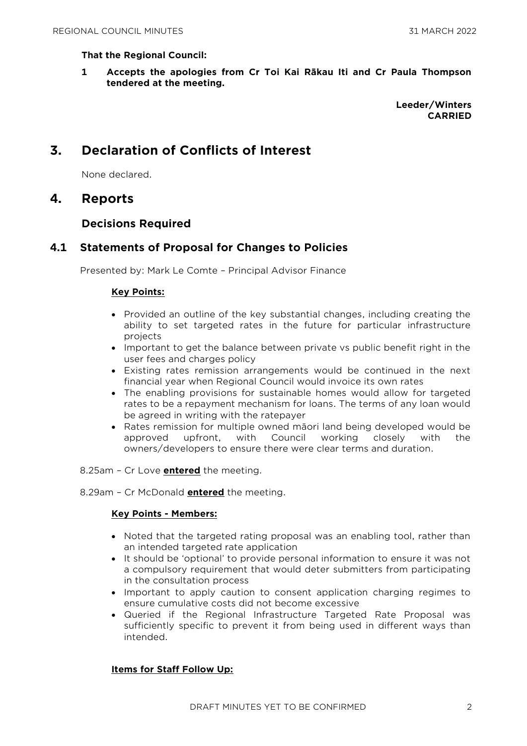**That the Regional Council:**

**1 Accepts the apologies from Cr Toi Kai Rākau Iti and Cr Paula Thompson tendered at the meeting.**

**Leeder/Winters**
**CARRIED**

# 3. Declaration of Conflicts of Interest

None declared.

# 4. Reports

## Decisions Required

## 4.1 Statements of Proposal for Changes to Policies

Presented by: Mark Le Comte – Principal Advisor Finance

**Key Points:**

- Provided an outline of the key substantial changes, including creating the ability to set targeted rates in the future for particular infrastructure projects
- Important to get the balance between private vs public benefit right in the user fees and charges policy
- Existing rates remission arrangements would be continued in the next financial year when Regional Council would invoice its own rates
- The enabling provisions for sustainable homes would allow for targeted rates to be a repayment mechanism for loans. The terms of any loan would be agreed in writing with the ratepayer
- Rates remission for multiple owned māori land being developed would be approved upfront, with Council working closely with the owners/developers to ensure there were clear terms and duration.

8.25am – Cr Love **entered** the meeting.

8.29am – Cr McDonald **entered** the meeting.

**Key Points - Members:**

- Noted that the targeted rating proposal was an enabling tool, rather than an intended targeted rate application
- It should be 'optional' to provide personal information to ensure it was not a compulsory requirement that would deter submitters from participating in the consultation process
- Important to apply caution to consent application charging regimes to ensure cumulative costs did not become excessive
- Queried if the Regional Infrastructure Targeted Rate Proposal was sufficiently specific to prevent it from being used in different ways than intended.

**Items for Staff Follow Up:**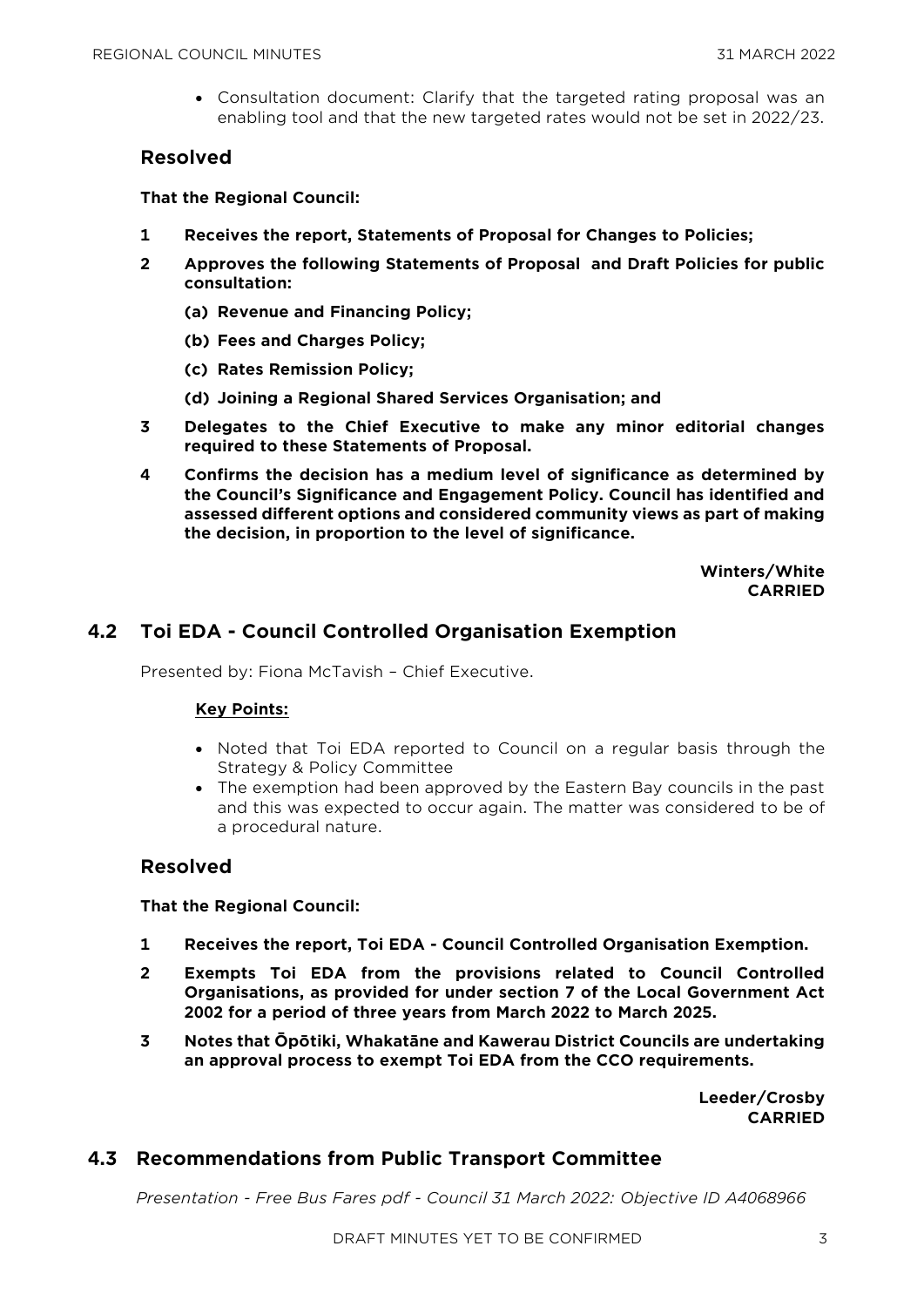- Consultation document: Clarify that the targeted rating proposal was an enabling tool and that the new targeted rates would not be set in 2022/23.

### Resolved

**That the Regional Council:**

**1 Receives the report, Statements of Proposal for Changes to Policies;**

**2 Approves the following Statements of Proposal and Draft Policies for public consultation:**

**(a) Revenue and Financing Policy;**

**(b) Fees and Charges Policy;**

**(c) Rates Remission Policy;**

**(d) Joining a Regional Shared Services Organisation; and**

**3 Delegates to the Chief Executive to make any minor editorial changes required to these Statements of Proposal.**

**4 Confirms the decision has a medium level of significance as determined by the Council's Significance and Engagement Policy. Council has identified and assessed different options and considered community views as part of making the decision, in proportion to the level of significance.**

**Winters/White**
**CARRIED**

## 4.2 Toi EDA - Council Controlled Organisation Exemption

Presented by: Fiona McTavish – Chief Executive.

**Key Points:**

- Noted that Toi EDA reported to Council on a regular basis through the Strategy & Policy Committee
- The exemption had been approved by the Eastern Bay councils in the past and this was expected to occur again. The matter was considered to be of a procedural nature.

### Resolved

**That the Regional Council:**

**1 Receives the report, Toi EDA - Council Controlled Organisation Exemption.**

**2 Exempts Toi EDA from the provisions related to Council Controlled Organisations, as provided for under section 7 of the Local Government Act 2002 for a period of three years from March 2022 to March 2025.**

**3 Notes that Ōpōtiki, Whakatāne and Kawerau District Councils are undertaking an approval process to exempt Toi EDA from the CCO requirements.**

**Leeder/Crosby**
**CARRIED**

## 4.3 Recommendations from Public Transport Committee

*Presentation - Free Bus Fares pdf - Council 31 March 2022: Objective ID A4068966*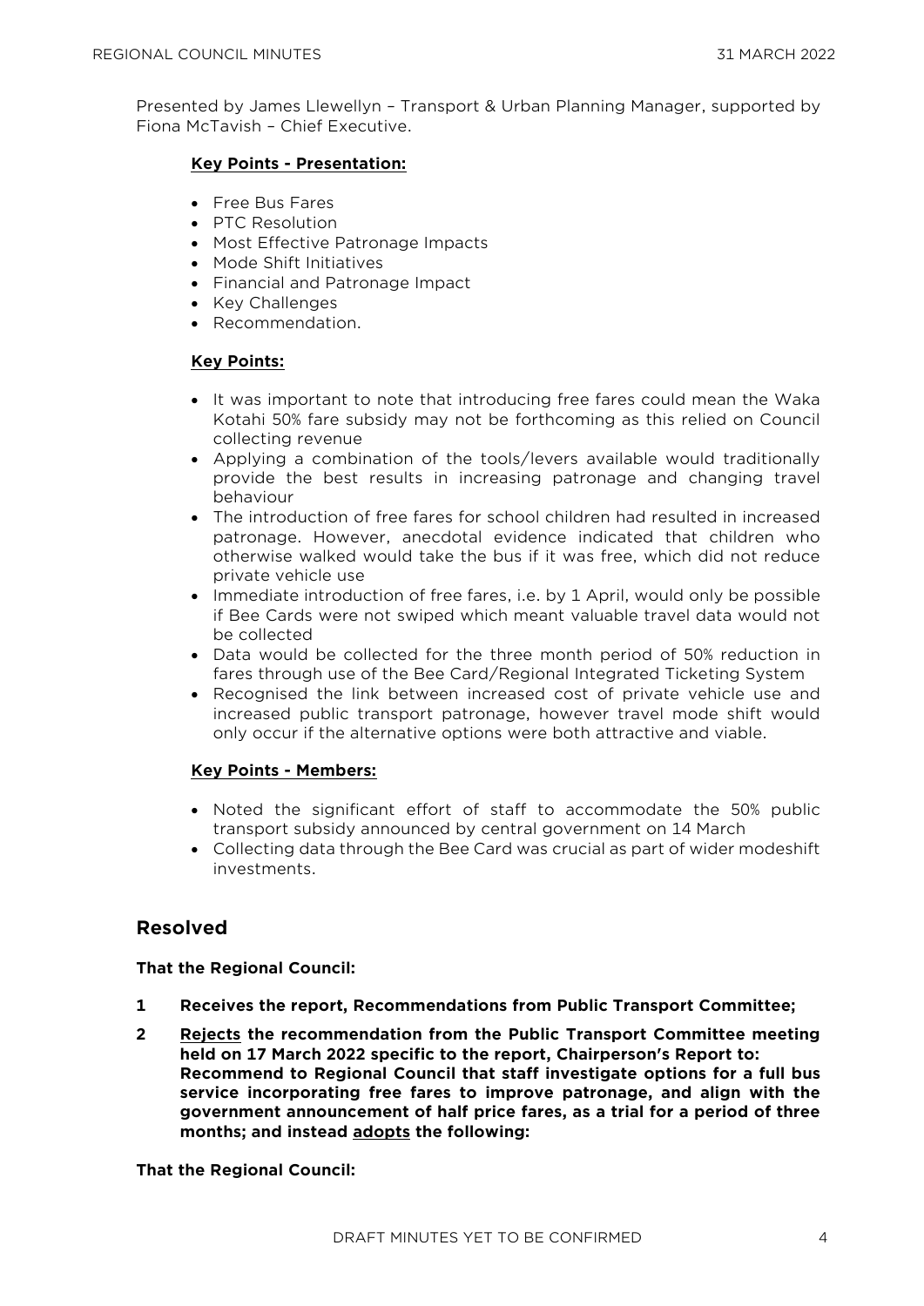Presented by James Llewellyn – Transport & Urban Planning Manager, supported by Fiona McTavish – Chief Executive.

**Key Points - Presentation:**

- Free Bus Fares
- PTC Resolution
- Most Effective Patronage Impacts
- Mode Shift Initiatives
- Financial and Patronage Impact
- Key Challenges
- Recommendation.

**Key Points:**

- It was important to note that introducing free fares could mean the Waka Kotahi 50% fare subsidy may not be forthcoming as this relied on Council collecting revenue
- Applying a combination of the tools/levers available would traditionally provide the best results in increasing patronage and changing travel behaviour
- The introduction of free fares for school children had resulted in increased patronage. However, anecdotal evidence indicated that children who otherwise walked would take the bus if it was free, which did not reduce private vehicle use
- Immediate introduction of free fares, i.e. by 1 April, would only be possible if Bee Cards were not swiped which meant valuable travel data would not be collected
- Data would be collected for the three month period of 50% reduction in fares through use of the Bee Card/Regional Integrated Ticketing System
- Recognised the link between increased cost of private vehicle use and increased public transport patronage, however travel mode shift would only occur if the alternative options were both attractive and viable.

**Key Points - Members:**

- Noted the significant effort of staff to accommodate the 50% public transport subsidy announced by central government on 14 March
- Collecting data through the Bee Card was crucial as part of wider modeshift investments.

## Resolved

**That the Regional Council:**

**1 Receives the report, Recommendations from Public Transport Committee;**

**2 Rejects the recommendation from the Public Transport Committee meeting held on 17 March 2022 specific to the report, Chairperson's Report to: Recommend to Regional Council that staff investigate options for a full bus service incorporating free fares to improve patronage, and align with the government announcement of half price fares, as a trial for a period of three months; and instead adopts the following:**

**That the Regional Council:**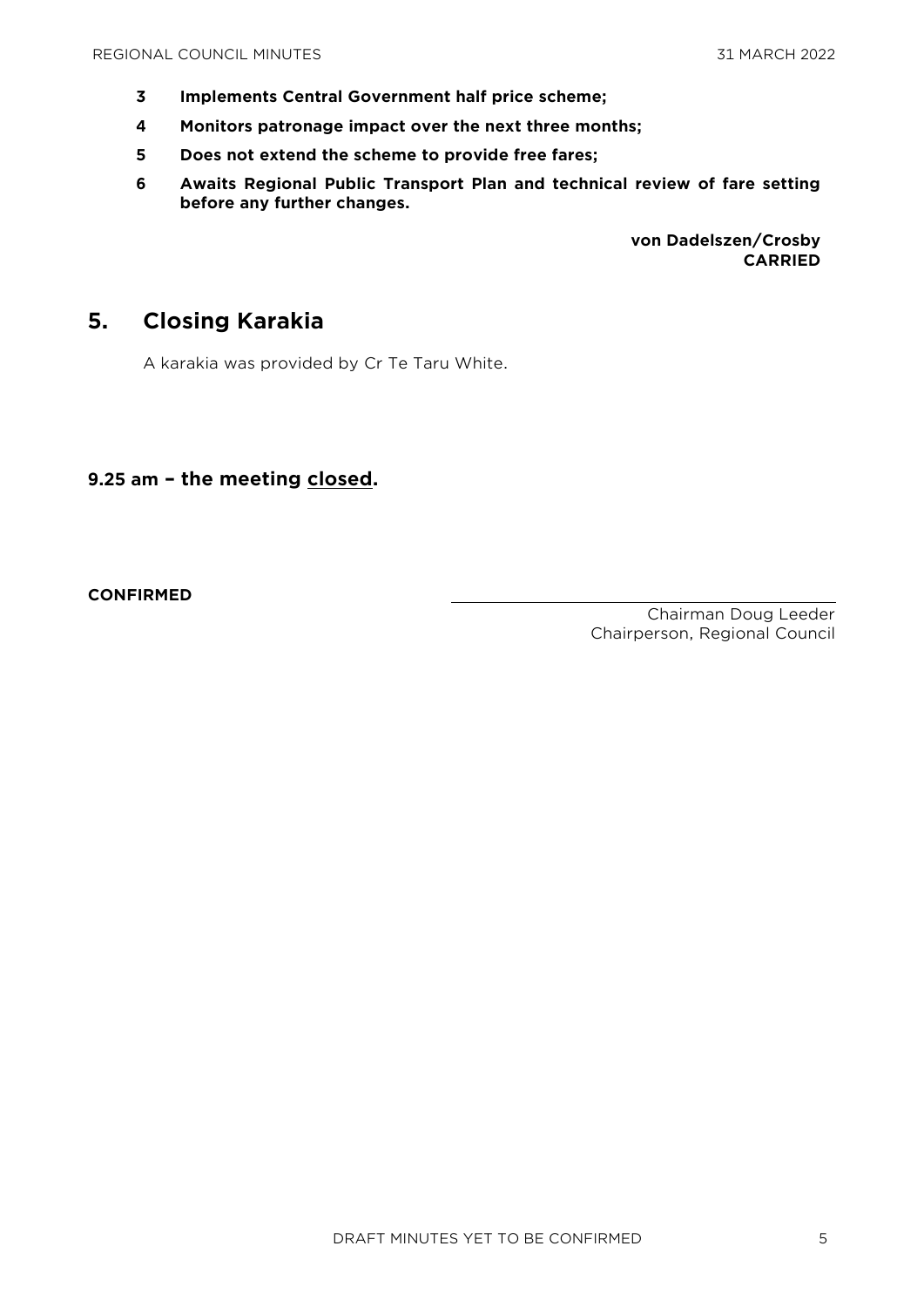3. **Implements Central Government half price scheme;**
4. **Monitors patronage impact over the next three months;**
5. **Does not extend the scheme to provide free fares;**
6. **Awaits Regional Public Transport Plan and technical review of fare setting before any further changes.**

**von Dadelszen/Crosby**
**CARRIED**

## 5. Closing Karakia

A karakia was provided by Cr Te Taru White.

**9.25 am – the meeting closed.**

**CONFIRMED**

Chairman Doug Leeder
Chairperson, Regional Council

DRAFT MINUTES YET TO BE CONFIRMED